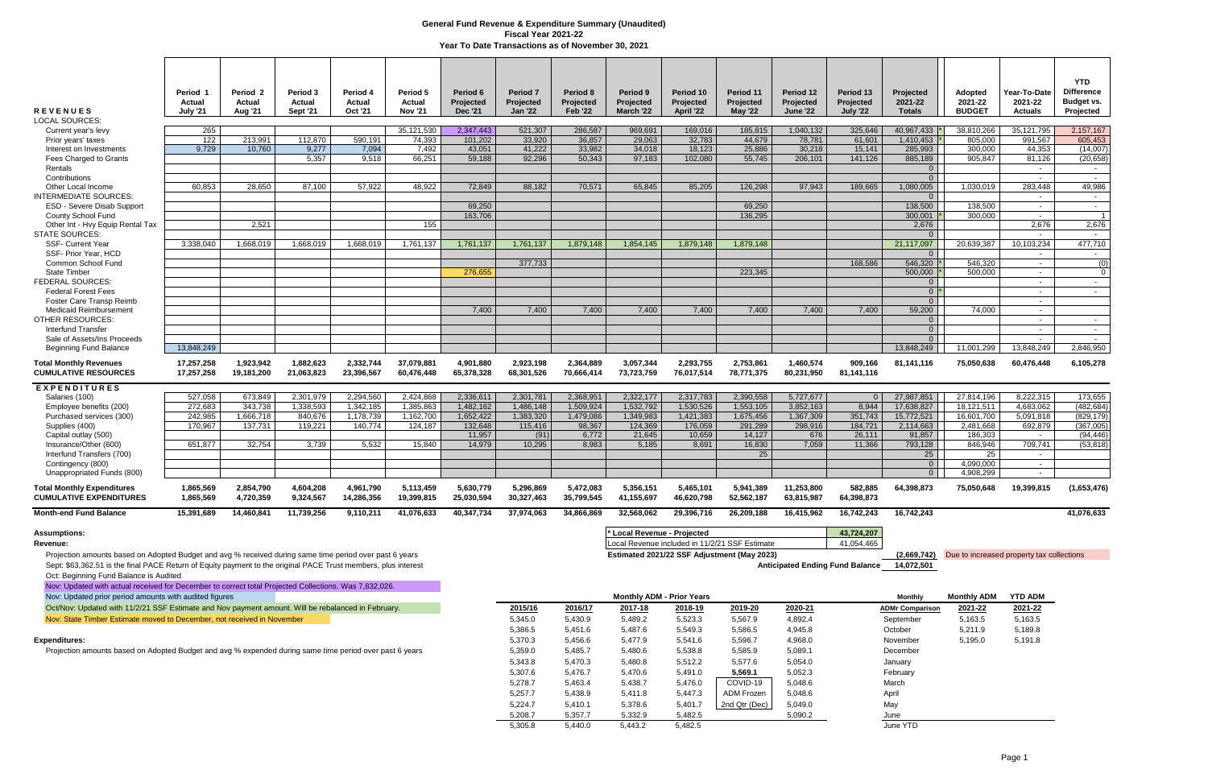# General Fund Revenue & Expenditure Summary (Unaudited)

## Fiscal Year 2021-22

### Year To Date Transactions as of November 30, 2021

| REVENUES | Period 1 Actual July '21 | Period 2 Actual Aug '21 | Period 3 Actual Sept '21 | Period 4 Actual Oct '21 | Period 5 Actual Nov '21 | Period 6 Projected Dec '21 | Period 7 Projected Jan '22 | Period 8 Projected Feb '22 | Period 9 Projected March '22 | Period 10 Projected April '22 | Period 11 Projected May '22 | Period 12 Projected June '22 | Period 13 Projected July '22 | Projected 2021-22 Totals | Adopted 2021-22 BUDGET | Year-To-Date 2021-22 Actuals | YTD Difference Budget vs. Projected |
|---|---|---|---|---|---|---|---|---|---|---|---|---|---|---|---|---|---|
| LOCAL SOURCES: | | | | | | | | | | | | | | | | | |
| Current year's levy | 265 | | | | 35,121,530 | 2,347,443 | 521,307 | 286,587 | 969,691 | 169,016 | 185,815 | 1,040,132 | 325,646 | 40,967,433 * | 38,810,266 | 35,121,795 | 2,157,167 |
| Prior years' taxes | 122 | 213,991 | 112,870 | 590,191 | 74,393 | 101,202 | 33,920 | 36,857 | 29,063 | 32,783 | 44,679 | 78,781 | 61,601 | 1,410,453 * | 805,000 | 991,567 | 605,453 |
| Interest on Investments | 9,729 | 10,760 | 9,277 | 7,094 | 7,492 | 43,051 | 41,222 | 33,982 | 34,018 | 18,123 | 25,886 | 30,218 | 15,141 | 285,993 | 300,000 | 44,353 | (14,007) |
| Fees Charged to Grants | | | 5,357 | 9,518 | 66,251 | 59,188 | 92,296 | 50,343 | 97,183 | 102,080 | 55,745 | 206,101 | 141,126 | 885,189 | 905,847 | 81,126 | (20,658) |
| Rentals | | | | | | | | | | | | | | 0 | | | |
| Contributions | | | | | | | | | | | | | | 0 | | - | - |
| Other Local Income | 60,853 | 28,650 | 87,100 | 57,922 | 48,922 | 72,849 | 88,182 | 70,571 | 65,845 | 85,205 | 126,298 | 97,943 | 189,665 | 1,080,005 | 1,030,019 | 283,448 | 49,986 |
| INTERMEDIATE SOURCES: | | | | | | | | | | | | | | 0 | | - | - |
| ESD - Severe Disab Support | | | | | | 69,250 | | | | | 69,250 | | | 138,500 | 138,500 | - | - |
| County School Fund | | | | | | 163,706 | | | | | 136,295 | | | 300,001 * | 300,000 | - | 1 |
| Other Int - Hvy Equip Rental Tax | | 2,521 | | | 155 | | | | | | | | | 2,676 | | 2,676 | 2,676 |
| STATE SOURCES: | | | | | | | | | | | | | | 0 | | - | - |
| SSF- Current Year | 3,338,040 | 1,668,019 | 1,668,019 | 1,668,019 | 1,761,137 | 1,761,137 | 1,761,137 | 1,879,148 | 1,854,145 | 1,879,148 | 1,879,148 | | | 21,117,097 | 20,639,387 | 10,103,234 | 477,710 |
| SSF- Prior Year, HCD | | | | | | | | | | | | | | 0 | | - | - |
| Common School Fund | | | | | | | 377,733 | | | | | | 168,586 | 546,320 * | 546,320 | - | (0) |
| State Timber | | | | | | 276,655 | | | | | 223,345 | | | 500,000 * | 500,000 | - | 0 |
| FEDERAL SOURCES: | | | | | | | | | | | | | | 0 | | - | - |
| Federal Forest Fees | | | | | | | | | | | | | | 0 * | | - | - |
| Foster Care Transp Reimb | | | | | | | | | | | | | | 0 | | - | |
| Medicaid Reimbursement | | | | | | 7,400 | 7,400 | 7,400 | 7,400 | 7,400 | 7,400 | 7,400 | 7,400 | 59,200 | 74,000 | - | |
| OTHER RESOURCES: | | | | | | | | | | | | | | 0 | | - | - |
| Interfund Transfer | | | | | | | | | | | | | | 0 | | - | - |
| Sale of Assets/Ins Proceeds | | | | | | | | | | | | | | 0 | | | - |
| Beginning Fund Balance | 13,848,249 | | | | | | | | | | | | | 13,848,249 | 11,001,299 | 13,848,249 | 2,846,950 |
| **Total Monthly Revenues** | 17,257,258 | 1,923,942 | 1,882,623 | 2,332,744 | 37,079,881 | 4,901,880 | 2,923,198 | 2,364,889 | 3,057,344 | 2,293,755 | 2,753,861 | 1,460,574 | 909,166 | 81,141,116 | 75,050,638 | 60,476,448 | 6,105,278 |
| **CUMULATIVE RESOURCES** | 17,257,258 | 19,181,200 | 21,063,823 | 23,396,567 | 60,476,448 | 65,378,328 | 68,301,526 | 70,666,414 | 73,723,759 | 76,017,514 | 78,771,375 | 80,231,950 | 81,141,116 | | | | |
| **EXPENDITURES** | | | | | | | | | | | | | | | | | |
| Salaries (100) | 527,058 | 673,849 | 2,301,979 | 2,294,560 | 2,424,868 | 2,336,611 | 2,301,781 | 2,368,951 | 2,322,177 | 2,317,783 | 2,390,558 | 5,727,677 | 0 | 27,987,851 | 27,814,196 | 8,222,315 | 173,655 |
| Employee benefits (200) | 272,683 | 343,738 | 1,338,593 | 1,342,185 | 1,385,863 | 1,482,162 | 1,486,148 | 1,509,924 | 1,532,792 | 1,530,526 | 1,553,105 | 3,852,163 | 8,944 | 17,638,827 | 18,121,511 | 4,683,062 | (482,684) |
| Purchased services (300) | 242,985 | 1,666,718 | 840,676 | 1,178,739 | 1,162,700 | 1,652,422 | 1,383,320 | 1,479,086 | 1,349,983 | 1,421,383 | 1,675,456 | 1,367,309 | 351,743 | 15,772,521 | 16,601,700 | 5,091,818 | (829,179) |
| Supplies (400) | 170,967 | 137,731 | 119,221 | 140,774 | 124,187 | 132,648 | 115,416 | 98,367 | 124,369 | 176,059 | 291,289 | 298,916 | 184,721 | 2,114,663 | 2,481,668 | 692,879 | (367,005) |
| Capital outlay (500) | | | | | | 11,957 | (91) | 6,772 | 21,645 | 10,659 | 14,127 | 676 | 26,111 | 91,857 | 186,303 | - | (94,446) |
| Insurance/Other (600) | 651,877 | 32,754 | 3,739 | 5,532 | 15,840 | 14,979 | 10,295 | 8,983 | 5,185 | 8,691 | 16,830 | 7,059 | 11,366 | 793,128 | 846,946 | 709,741 | (53,818) |
| Interfund Transfers (700) | | | | | | | | | | | 25 | | | 25 | 25 | - | |
| Contingency (800) | | | | | | | | | | | | | | 0 | 4,090,000 | - | |
| Unappropriated Funds (800) | | | | | | | | | | | | | | 0 | 4,908,299 | - | |
| **Total Monthly Expenditures** | 1,865,569 | 2,854,790 | 4,604,208 | 4,961,790 | 5,113,459 | 5,630,779 | 5,296,869 | 5,472,083 | 5,356,151 | 5,465,101 | 5,941,389 | 11,253,800 | 582,885 | 64,398,873 | 75,050,648 | 19,399,815 | (1,653,476) |
| **CUMULATIVE EXPENDITURES** | 1,865,569 | 4,720,359 | 9,324,567 | 14,286,356 | 19,399,815 | 25,030,594 | 30,327,463 | 35,799,545 | 41,155,697 | 46,620,798 | 52,562,187 | 63,815,987 | 64,398,873 | | | | |
| **Month-end Fund Balance** | 15,391,689 | 14,460,841 | 11,739,256 | 9,110,211 | 41,076,633 | 40,347,734 | 37,974,063 | 34,866,869 | 32,568,062 | 29,396,716 | 26,209,188 | 16,415,962 | 16,742,243 | 16,742,243 | | | 41,076,633 |

| | |
|---|---|
| * Local Revenue - Projected | 43,724,207 |
| Local Revenue included in 11/2/21 SSF Estimate | 41,054,465 |
| Estimated 2021/22 SSF Adjustment (May 2023) | (2,669,742) Due to increased property tax collections |
| Anticipated Ending Fund Balance | 14,072,501 |

**Assumptions:**

**Revenue:**

Projection amounts based on Adopted Budget and avg % received during same time period over past 6 years

Sept: $63,362.51 is the final PACE Return of Equity payment to the original PACE Trust members, plus interest

Oct: Beginning Fund Balance is Audited

Nov: Updated with actual received for December to correct total Projected Collections. Was 7,832,026.

Nov: Updated prior period amounts with audited figures

Oct/Nov: Updated with 11/2/21 SSF Estimate and Nov payment amount. Will be rebalanced in February.

Nov: State Timber Estimate moved to December, not received in November

**Expenditures:**

Projection amounts based on Adopted Budget and avg % expended during same time period over past 6 years

| Monthly ADM - Prior Years | | | | | | | | | |
|---|---|---|---|---|---|---|---|---|---|
| 2015/16 | 2016/17 | 2017-18 | 2018-19 | 2019-20 | 2020-21 | Monthly ADMr Comparison | Monthly ADM 2021-22 | YTD ADM 2021-22 |
| 5,345.0 | 5,430.9 | 5,489.2 | 5,523.3 | 5,567.9 | 4,892.4 | September | 5,163.5 | 5,163.5 |
| 5,386.5 | 5,451.6 | 5,487.6 | 5,549.3 | 5,586.5 | 4,945.8 | October | 5,211.9 | 5,189.8 |
| 5,370.3 | 5,456.6 | 5,477.9 | 5,541.6 | 5,596.7 | 4,968.0 | November | 5,195.0 | 5,191.8 |
| 5,359.0 | 5,485.7 | 5,480.6 | 5,538.8 | 5,585.9 | 5,089.1 | December | | |
| 5,343.8 | 5,470.3 | 5,480.8 | 5,512.2 | 5,577.6 | 5,054.0 | January | | |
| 5,307.6 | 5,476.7 | 5,470.6 | 5,491.0 | **5,569.1** | 5,052.3 | February | | |
| 5,278.7 | 5,463.4 | 5,438.7 | 5,476.0 | COVID-19 | 5,048.6 | March | | |
| 5,257.7 | 5,438.9 | 5,411.8 | 5,447.3 | ADM Frozen | 5,048.6 | April | | |
| 5,224.7 | 5,410.1 | 5,378.6 | 5,401.7 | 2nd Qtr (Dec) | 5,049.0 | May | | |
| 5,208.7 | 5,357.7 | 5,332.9 | 5,482.5 | | 5,090.2 | June | | |
| 5,305.8 | 5,440.0 | 5,443.2 | 5,482.5 | | | June YTD | | |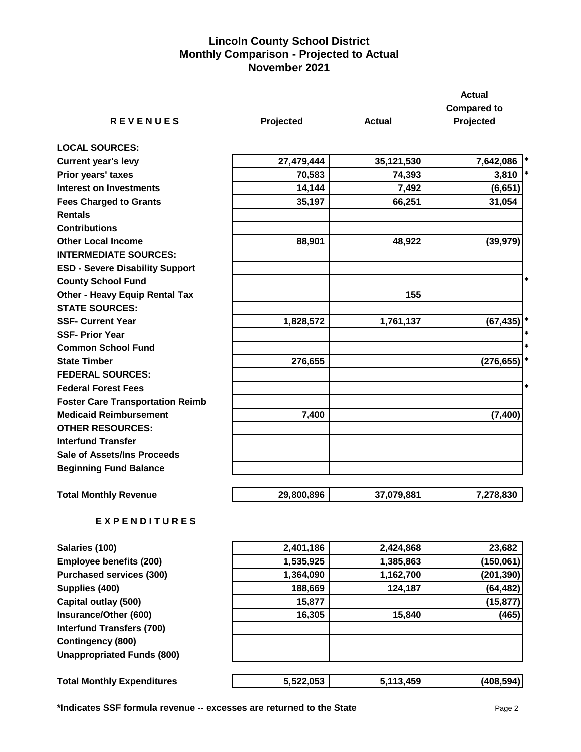# Lincoln County School District
## Monthly Comparison - Projected to Actual
## November 2021

| R E V E N U E S | Projected | Actual | Actual Compared to Projected | |
|---|---|---|---|---|
| **LOCAL SOURCES:** | | | | |
| Current year's levy | 27,479,444 | 35,121,530 | 7,642,086 | * |
| Prior years' taxes | 70,583 | 74,393 | 3,810 | * |
| Interest on Investments | 14,144 | 7,492 | (6,651) | |
| Fees Charged to Grants | 35,197 | 66,251 | 31,054 | |
| Rentals | | | | |
| Contributions | | | | |
| Other Local Income | 88,901 | 48,922 | (39,979) | |
| **INTERMEDIATE SOURCES:** | | | | |
| ESD - Severe Disability Support | | | | |
| County School Fund | | | | * |
| Other - Heavy Equip Rental Tax | | 155 | | |
| **STATE SOURCES:** | | | | |
| SSF- Current Year | 1,828,572 | 1,761,137 | (67,435) | * |
| SSF- Prior Year | | | | * |
| Common School Fund | | | | * |
| State Timber | 276,655 | | (276,655) | * |
| **FEDERAL SOURCES:** | | | | |
| Federal Forest Fees | | | | * |
| Foster Care Transportation Reimb | | | | |
| Medicaid Reimbursement | 7,400 | | (7,400) | |
| **OTHER RESOURCES:** | | | | |
| Interfund Transfer | | | | |
| Sale of Assets/Ins Proceeds | | | | |
| Beginning Fund Balance | | | | |
| **Total Monthly Revenue** | 29,800,896 | 37,079,881 | 7,278,830 | |

| E X P E N D I T U R E S | Projected | Actual | Actual Compared to Projected |
|---|---|---|---|
| Salaries (100) | 2,401,186 | 2,424,868 | 23,682 |
| Employee benefits (200) | 1,535,925 | 1,385,863 | (150,061) |
| Purchased services (300) | 1,364,090 | 1,162,700 | (201,390) |
| Supplies (400) | 188,669 | 124,187 | (64,482) |
| Capital outlay (500) | 15,877 | | (15,877) |
| Insurance/Other (600) | 16,305 | 15,840 | (465) |
| Interfund Transfers (700) | | | |
| Contingency (800) | | | |
| Unappropriated Funds (800) | | | |
| **Total Monthly Expenditures** | 5,522,053 | 5,113,459 | (408,594) |

**\*Indicates SSF formula revenue -- excesses are returned to the State**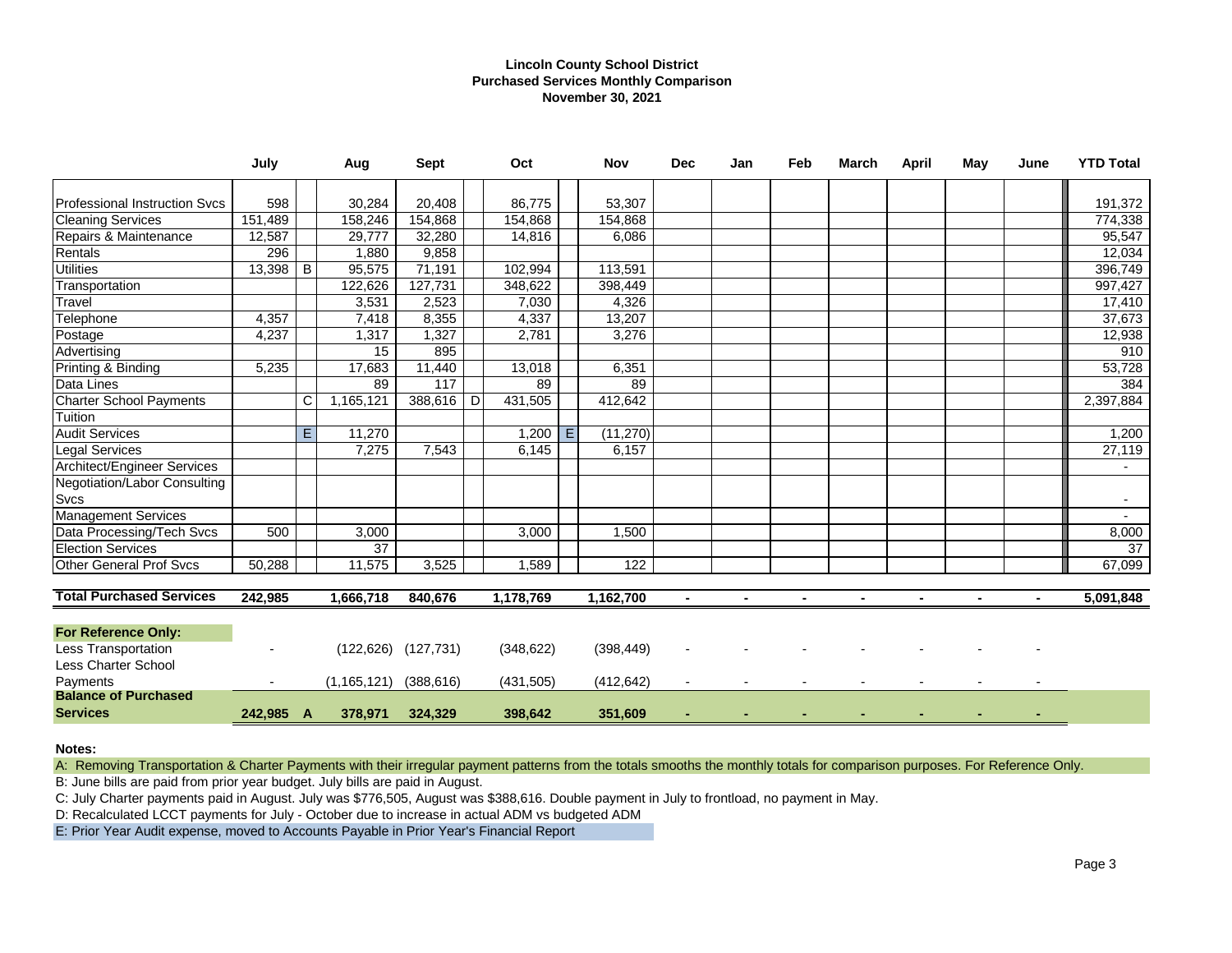**Lincoln County School District**
**Purchased Services Monthly Comparison**
**November 30, 2021**

| | July | | Aug | Sept | | Oct | | Nov | Dec | Jan | Feb | March | April | May | June | YTD Total |
|---|---|---|---|---|---|---|---|---|---|---|---|---|---|---|---|---|
| Professional Instruction Svcs | 598 | | 30,284 | 20,408 | | 86,775 | | 53,307 | | | | | | | | 191,372 |
| Cleaning Services | 151,489 | | 158,246 | 154,868 | | 154,868 | | 154,868 | | | | | | | | 774,338 |
| Repairs & Maintenance | 12,587 | | 29,777 | 32,280 | | 14,816 | | 6,086 | | | | | | | | 95,547 |
| Rentals | 296 | | 1,880 | 9,858 | | | | | | | | | | | | 12,034 |
| Utilities | 13,398 | B | 95,575 | 71,191 | | 102,994 | | 113,591 | | | | | | | | 396,749 |
| Transportation | | | 122,626 | 127,731 | | 348,622 | | 398,449 | | | | | | | | 997,427 |
| Travel | | | 3,531 | 2,523 | | 7,030 | | 4,326 | | | | | | | | 17,410 |
| Telephone | 4,357 | | 7,418 | 8,355 | | 4,337 | | 13,207 | | | | | | | | 37,673 |
| Postage | 4,237 | | 1,317 | 1,327 | | 2,781 | | 3,276 | | | | | | | | 12,938 |
| Advertising | | | 15 | 895 | | | | | | | | | | | | 910 |
| Printing & Binding | 5,235 | | 17,683 | 11,440 | | 13,018 | | 6,351 | | | | | | | | 53,728 |
| Data Lines | | | 89 | 117 | | 89 | | 89 | | | | | | | | 384 |
| Charter School Payments | | C | 1,165,121 | 388,616 | D | 431,505 | | 412,642 | | | | | | | | 2,397,884 |
| Tuition | | | | | | | | | | | | | | | | |
| Audit Services | | E | 11,270 | | | 1,200 | E | (11,270) | | | | | | | | 1,200 |
| Legal Services | | | 7,275 | 7,543 | | 6,145 | | 6,157 | | | | | | | | 27,119 |
| Architect/Engineer Services | | | | | | | | | | | | | | | | - |
| Negotiation/Labor Consulting Svcs | | | | | | | | | | | | | | | | - |
| Management Services | | | | | | | | | | | | | | | | - |
| Data Processing/Tech Svcs | 500 | | 3,000 | | | 3,000 | | 1,500 | | | | | | | | 8,000 |
| Election Services | | | 37 | | | | | | | | | | | | | 37 |
| Other General Prof Svcs | 50,288 | | 11,575 | 3,525 | | 1,589 | | 122 | | | | | | | | 67,099 |
| **Total Purchased Services** | **242,985** | | **1,666,718** | **840,676** | | **1,178,769** | | **1,162,700** | **-** | **-** | **-** | **-** | **-** | **-** | **-** | **5,091,848** |
| **For Reference Only:** | | | | | | | | | | | | | | | | |
| Less Transportation | - | | (122,626) | (127,731) | | (348,622) | | (398,449) | - | - | - | - | - | - | - | |
| Less Charter School Payments | - | | (1,165,121) | (388,616) | | (431,505) | | (412,642) | - | - | - | - | - | - | - | |
| **Balance of Purchased Services** | **242,985** | **A** | **378,971** | **324,329** | | **398,642** | | **351,609** | **-** | **-** | **-** | **-** | **-** | **-** | **-** | |

**Notes:**

A: Removing Transportation & Charter Payments with their irregular payment patterns from the totals smooths the monthly totals for comparison purposes. For Reference Only.

B: June bills are paid from prior year budget. July bills are paid in August.

C: July Charter payments paid in August. July was $776,505, August was $388,616. Double payment in July to frontload, no payment in May.

D: Recalculated LCCT payments for July - October due to increase in actual ADM vs budgeted ADM

E: Prior Year Audit expense, moved to Accounts Payable in Prior Year's Financial Report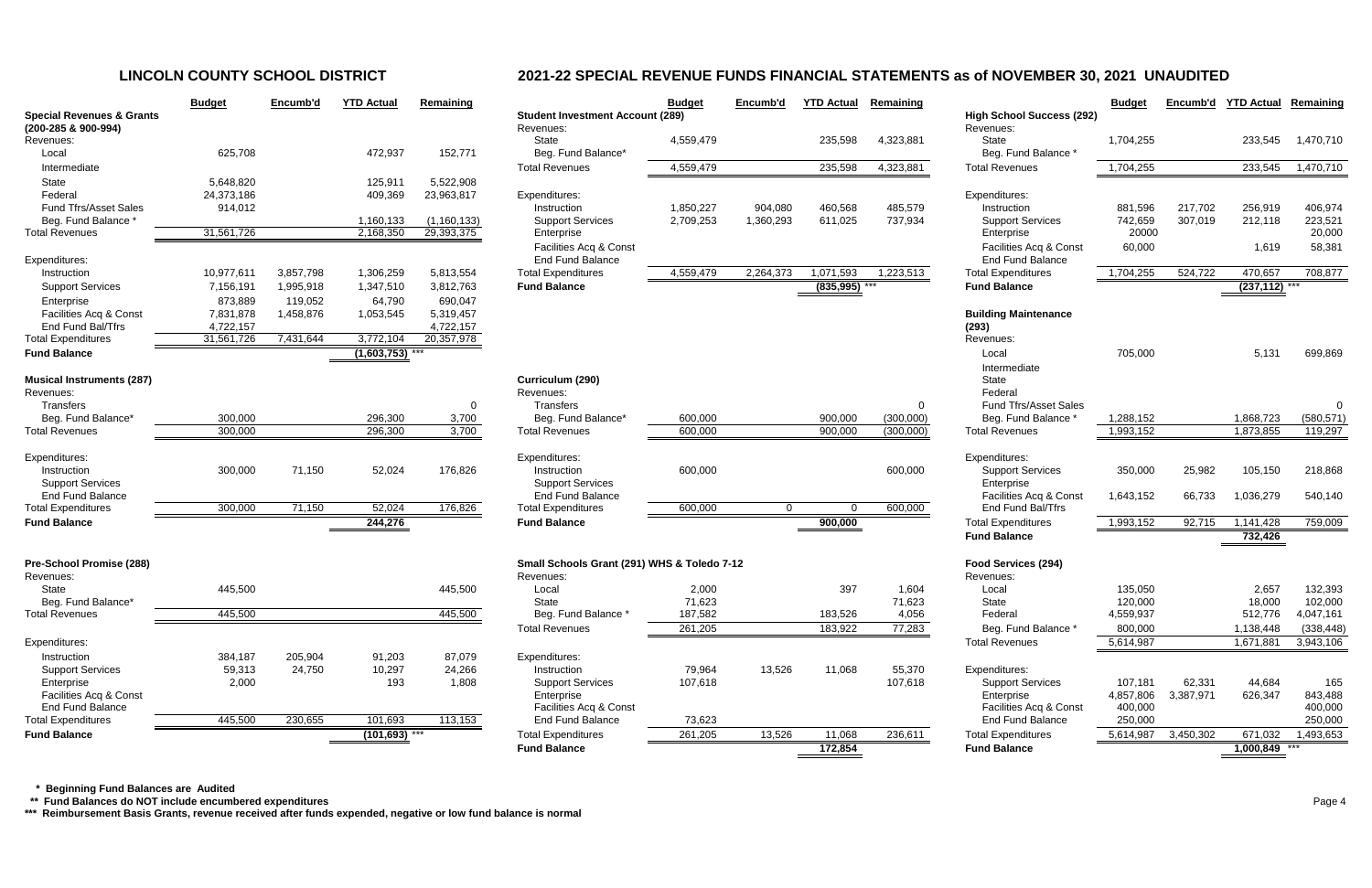## LINCOLN COUNTY SCHOOL DISTRICT

## 2021-22 SPECIAL REVENUE FUNDS FINANCIAL STATEMENTS as of NOVEMBER 30, 2021 UNAUDITED

| | Budget | Encumb'd | YTD Actual | Remaining |
|---|---|---|---|---|
| **Special Revenues & Grants (200-285 & 900-994)** | | | | |
| Revenues: | | | | |
| Local | 625,708 | | 472,937 | 152,771 |
| Intermediate | | | | |
| State | 5,648,820 | | 125,911 | 5,522,908 |
| Federal | 24,373,186 | | 409,369 | 23,963,817 |
| Fund Tfrs/Asset Sales | 914,012 | | | |
| Beg. Fund Balance * | | | 1,160,133 | (1,160,133) |
| Total Revenues | 31,561,726 | | 2,168,350 | 29,393,375 |
| Expenditures: | | | | |
| Instruction | 10,977,611 | 3,857,798 | 1,306,259 | 5,813,554 |
| Support Services | 7,156,191 | 1,995,918 | 1,347,510 | 3,812,763 |
| Enterprise | 873,889 | 119,052 | 64,790 | 690,047 |
| Facilities Acq & Const | 7,831,878 | 1,458,876 | 1,053,545 | 5,319,457 |
| End Fund Bal/Tfrs | 4,722,157 | | | 4,722,157 |
| Total Expenditures | 31,561,726 | 7,431,644 | 3,772,104 | 20,357,978 |
| **Fund Balance** | | | (1,603,753) *** | |

| | Budget | Encumb'd | YTD Actual | Remaining |
|---|---|---|---|---|
| **Musical Instruments (287)** | | | | |
| Revenues: | | | | |
| Transfers | | | | 0 |
| Beg. Fund Balance* | 300,000 | | 296,300 | 3,700 |
| Total Revenues | 300,000 | | 296,300 | 3,700 |
| Expenditures: | | | | |
| Instruction | 300,000 | 71,150 | 52,024 | 176,826 |
| Support Services | | | | |
| End Fund Balance | | | | |
| Total Expenditures | 300,000 | 71,150 | 52,024 | 176,826 |
| **Fund Balance** | | | 244,276 | |

| | Budget | Encumb'd | YTD Actual | Remaining |
|---|---|---|---|---|
| **Pre-School Promise (288)** | | | | |
| Revenues: | | | | |
| State | 445,500 | | | 445,500 |
| Beg. Fund Balance* | | | | |
| Total Revenues | 445,500 | | | 445,500 |
| Expenditures: | | | | |
| Instruction | 384,187 | 205,904 | 91,203 | 87,079 |
| Support Services | 59,313 | 24,750 | 10,297 | 24,266 |
| Enterprise | 2,000 | | 193 | 1,808 |
| Facilities Acq & Const | | | | |
| End Fund Balance | | | | |
| Total Expenditures | 445,500 | 230,655 | 101,693 | 113,153 |
| **Fund Balance** | | | (101,693) *** | |

| | Budget | Encumb'd | YTD Actual | Remaining |
|---|---|---|---|---|
| **Student Investment Account (289)** | | | | |
| Revenues: | | | | |
| State | 4,559,479 | | 235,598 | 4,323,881 |
| Beg. Fund Balance* | | | | |
| Total Revenues | 4,559,479 | | 235,598 | 4,323,881 |
| Expenditures: | | | | |
| Instruction | 1,850,227 | 904,080 | 460,568 | 485,579 |
| Support Services | 2,709,253 | 1,360,293 | 611,025 | 737,934 |
| Enterprise | | | | |
| Facilities Acq & Const | | | | |
| End Fund Balance | | | | |
| Total Expenditures | 4,559,479 | 2,264,373 | 1,071,593 | 1,223,513 |
| **Fund Balance** | | | (835,995) *** | |

| | Budget | Encumb'd | YTD Actual | Remaining |
|---|---|---|---|---|
| **Curriculum (290)** | | | | |
| Revenues: | | | | |
| Transfers | | | | 0 |
| Beg. Fund Balance* | 600,000 | | 900,000 | (300,000) |
| Total Revenues | 600,000 | | 900,000 | (300,000) |
| Expenditures: | | | | |
| Instruction | 600,000 | | | 600,000 |
| Support Services | | | | |
| End Fund Balance | | | | |
| Total Expenditures | 600,000 | 0 | 0 | 600,000 |
| **Fund Balance** | | | 900,000 | |

| | Budget | Encumb'd | YTD Actual | Remaining |
|---|---|---|---|---|
| **Small Schools Grant (291) WHS & Toledo 7-12** | | | | |
| Revenues: | | | | |
| Local | 2,000 | | 397 | 1,604 |
| State | 71,623 | | | 71,623 |
| Beg. Fund Balance * | 187,582 | | 183,526 | 4,056 |
| Total Revenues | 261,205 | | 183,922 | 77,283 |
| Expenditures: | | | | |
| Instruction | 79,964 | 13,526 | 11,068 | 55,370 |
| Support Services | 107,618 | | | 107,618 |
| Enterprise | | | | |
| Facilities Acq & Const | | | | |
| End Fund Balance | 73,623 | | | |
| Total Expenditures | 261,205 | 13,526 | 11,068 | 236,611 |
| **Fund Balance** | | | 172,854 | |

| | Budget | Encumb'd | YTD Actual | Remaining |
|---|---|---|---|---|
| **High School Success (292)** | | | | |
| Revenues: | | | | |
| State | 1,704,255 | | 233,545 | 1,470,710 |
| Beg. Fund Balance * | | | | |
| Total Revenues | 1,704,255 | | 233,545 | 1,470,710 |
| Expenditures: | | | | |
| Instruction | 881,596 | 217,702 | 256,919 | 406,974 |
| Support Services | 742,659 | 307,019 | 212,118 | 223,521 |
| Enterprise | 20000 | | | 20,000 |
| Facilities Acq & Const | 60,000 | | 1,619 | 58,381 |
| End Fund Balance | | | | |
| Total Expenditures | 1,704,255 | 524,722 | 470,657 | 708,877 |
| **Fund Balance** | | | (237,112) *** | |

| | Budget | Encumb'd | YTD Actual | Remaining |
|---|---|---|---|---|
| **Building Maintenance (293)** | | | | |
| Revenues: | | | | |
| Local | 705,000 | | 5,131 | 699,869 |
| Intermediate | | | | |
| State | | | | |
| Federal | | | | |
| Fund Tfrs/Asset Sales | | | | 0 |
| Beg. Fund Balance * | 1,288,152 | | 1,868,723 | (580,571) |
| Total Revenues | 1,993,152 | | 1,873,855 | 119,297 |
| Expenditures: | | | | |
| Support Services | 350,000 | 25,982 | 105,150 | 218,868 |
| Enterprise | | | | |
| Facilities Acq & Const | 1,643,152 | 66,733 | 1,036,279 | 540,140 |
| End Fund Bal/Tfrs | | | | |
| Total Expenditures | 1,993,152 | 92,715 | 1,141,428 | 759,009 |
| **Fund Balance** | | | 732,426 | |

| | Budget | Encumb'd | YTD Actual | Remaining |
|---|---|---|---|---|
| **Food Services (294)** | | | | |
| Revenues: | | | | |
| Local | 135,050 | | 2,657 | 132,393 |
| State | 120,000 | | 18,000 | 102,000 |
| Federal | 4,559,937 | | 512,776 | 4,047,161 |
| Beg. Fund Balance * | 800,000 | | 1,138,448 | (338,448) |
| Total Revenues | 5,614,987 | | 1,671,881 | 3,943,106 |
| Expenditures: | | | | |
| Support Services | 107,181 | 62,331 | 44,684 | 165 |
| Enterprise | 4,857,806 | 3,387,971 | 626,347 | 843,488 |
| Facilities Acq & Const | 400,000 | | | 400,000 |
| End Fund Balance | 250,000 | | | 250,000 |
| Total Expenditures | 5,614,987 | 3,450,302 | 671,032 | 1,493,653 |
| **Fund Balance** | | | 1,000,849 *** | |

**\* Beginning Fund Balances are Audited**

**\*\* Fund Balances do NOT include encumbered expenditures**

**\*\*\* Reimbursement Basis Grants, revenue received after funds expended, negative or low fund balance is normal**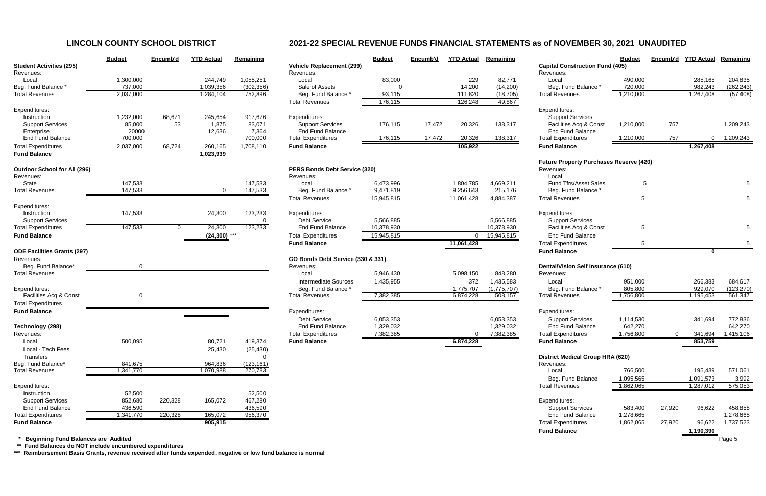# LINCOLN COUNTY SCHOOL DISTRICT

## 2021-22 SPECIAL REVENUE FUNDS FINANCIAL STATEMENTS as of NOVEMBER 30, 2021 UNAUDITED

| | Budget | Encumb'd | YTD Actual | Remaining |
|---|---|---|---|---|
| **Student Activities (295)** | | | | |
| Revenues: | | | | |
| Local | 1,300,000 | | 244,749 | 1,055,251 |
| Beg. Fund Balance * | 737,000 | | 1,039,356 | (302,356) |
| Total Revenues | 2,037,000 | | 1,284,104 | 752,896 |
| Expenditures: | | | | |
| Instruction | 1,232,000 | 68,671 | 245,654 | 917,676 |
| Support Services | 85,000 | 53 | 1,875 | 83,071 |
| Enterprise | 20000 | | 12,636 | 7,364 |
| End Fund Balance | 700,000 | | | 700,000 |
| Total Expenditures | 2,037,000 | 68,724 | 260,165 | 1,708,110 |
| **Fund Balance** | | | 1,023,939 | |
| **Outdoor School for All (296)** | | | | |
| Revenues: | | | | |
| State | 147,533 | | | 147,533 |
| Total Revenues | 147,533 | | 0 | 147,533 |
| Expenditures: | | | | |
| Instruction | 147,533 | | 24,300 | 123,233 |
| Support Services | | | | 0 |
| Total Expenditures | 147,533 | 0 | 24,300 | 123,233 |
| **Fund Balance** | | | (24,300) *** | |
| **ODE Facilities Grants (297)** | | | | |
| Revenues: | | | | |
| Beg. Fund Balance* | 0 | | | |
| Total Revenues | | | | |
| Expenditures: | | | | |
| Facilities Acq & Const | 0 | | | |
| Total Expenditures | | | | |
| **Fund Balance** | | | | |
| **Technology (298)** | | | | |
| Revenues: | | | | |
| Local | 500,095 | | 80,721 | 419,374 |
| Local - Tech Fees | | | 25,430 | (25,430) |
| Transfers | | | | 0 |
| Beg. Fund Balance* | 841,675 | | 964,836 | (123,161) |
| Total Revenues | 1,341,770 | | 1,070,988 | 270,783 |
| Expenditures: | | | | |
| Instruction | 52,500 | | | 52,500 |
| Support Services | 852,680 | 220,328 | 165,072 | 467,280 |
| End Fund Balance | 436,590 | | | 436,590 |
| Total Expenditures | 1,341,770 | 220,328 | 165,072 | 956,370 |
| **Fund Balance** | | | 905,915 | |

| | Budget | Encumb'd | YTD Actual | Remaining |
|---|---|---|---|---|
| **Vehicle Replacement (299)** | | | | |
| Revenues: | | | | |
| Local | 83,000 | | 229 | 82,771 |
| Sale of Assets | 0 | | 14,200 | (14,200) |
| Beg. Fund Balance * | 93,115 | | 111,820 | (18,705) |
| Total Revenues | 176,115 | | 126,248 | 49,867 |
| Expenditures: | | | | |
| Support Services | 176,115 | 17,472 | 20,326 | 138,317 |
| End Fund Balance | | | | |
| Total Expenditures | 176,115 | 17,472 | 20,326 | 138,317 |
| **Fund Balance** | | | 105,922 | |
| **PERS Bonds Debt Service (320)** | | | | |
| Revenues: | | | | |
| Local | 6,473,996 | | 1,804,785 | 4,669,211 |
| Beg. Fund Balance * | 9,471,819 | | 9,256,643 | 215,176 |
| Total Revenues | 15,945,815 | | 11,061,428 | 4,884,387 |
| Expenditures: | | | | |
| Debt Service | 5,566,885 | | | 5,566,885 |
| End Fund Balance | 10,378,930 | | | 10,378,930 |
| Total Expenditures | 15,945,815 | | 0 | 15,945,815 |
| **Fund Balance** | | | 11,061,428 | |
| **GO Bonds Debt Service (330 & 331)** | | | | |
| Revenues: | | | | |
| Local | 5,946,430 | | 5,098,150 | 848,280 |
| Intermediate Sources | 1,435,955 | | 372 | 1,435,583 |
| Beg. Fund Balance * | | | 1,775,707 | (1,775,707) |
| Total Revenues | 7,382,385 | | 6,874,228 | 508,157 |
| Expenditures: | | | | |
| Debt Service | 6,053,353 | | | 6,053,353 |
| End Fund Balance | 1,329,032 | | | 1,329,032 |
| Total Expenditures | 7,382,385 | | 0 | 7,382,385 |
| **Fund Balance** | | | 6,874,228 | |

| | Budget | Encumb'd | YTD Actual | Remaining |
|---|---|---|---|---|
| **Capital Construction Fund (405)** | | | | |
| Revenues: | | | | |
| Local | 490,000 | | 285,165 | 204,835 |
| Beg. Fund Balance * | 720,000 | | 982,243 | (262,243) |
| Total Revenues | 1,210,000 | | 1,267,408 | (57,408) |
| Expenditures: | | | | |
| Support Services | | | | |
| Facilities Acq & Const | 1,210,000 | 757 | | 1,209,243 |
| End Fund Balance | | | | |
| Total Expenditures | 1,210,000 | 757 | 0 | 1,209,243 |
| **Fund Balance** | | | 1,267,408 | |
| **Future Property Purchases Reserve (420)** | | | | |
| Revenues: | | | | |
| Local | | | | |
| Fund Tfrs/Asset Sales | 5 | | | 5 |
| Beg. Fund Balance * | | | | |
| Total Revenues | 5 | | | 5 |
| Expenditures: | | | | |
| Support Services | | | | |
| Facilities Acq & Const | 5 | | | 5 |
| End Fund Balance | | | | |
| Total Expenditures | 5 | | | 5 |
| **Fund Balance** | | | 0 | |
| **Dental/Vision Self Insurance (610)** | | | | |
| Revenues: | | | | |
| Local | 951,000 | | 266,383 | 684,617 |
| Beg. Fund Balance * | 805,800 | | 929,070 | (123,270) |
| Total Revenues | 1,756,800 | | 1,195,453 | 561,347 |
| Expenditures: | | | | |
| Support Services | 1,114,530 | | 341,694 | 772,836 |
| End Fund Balance | 642,270 | | | 642,270 |
| Total Expenditures | 1,756,800 | 0 | 341,694 | 1,415,106 |
| **Fund Balance** | | | 853,759 | |
| **District Medical Group HRA (620)** | | | | |
| Revenues: | | | | |
| Local | 766,500 | | 195,439 | 571,061 |
| Beg. Fund Balance | 1,095,565 | | 1,091,573 | 3,992 |
| Total Revenues | 1,862,065 | | 1,287,012 | 575,053 |
| Expenditures: | | | | |
| Support Services | 583,400 | 27,920 | 96,622 | 458,858 |
| End Fund Balance | 1,278,665 | | | 1,278,665 |
| Total Expenditures | 1,862,065 | 27,920 | 96,622 | 1,737,523 |
| **Fund Balance** | | | 1,190,390 | |

**\* Beginning Fund Balances are Audited**

**\*\* Fund Balances do NOT include encumbered expenditures**

**\*\*\* Reimbursement Basis Grants, revenue received after funds expended, negative or low fund balance is normal**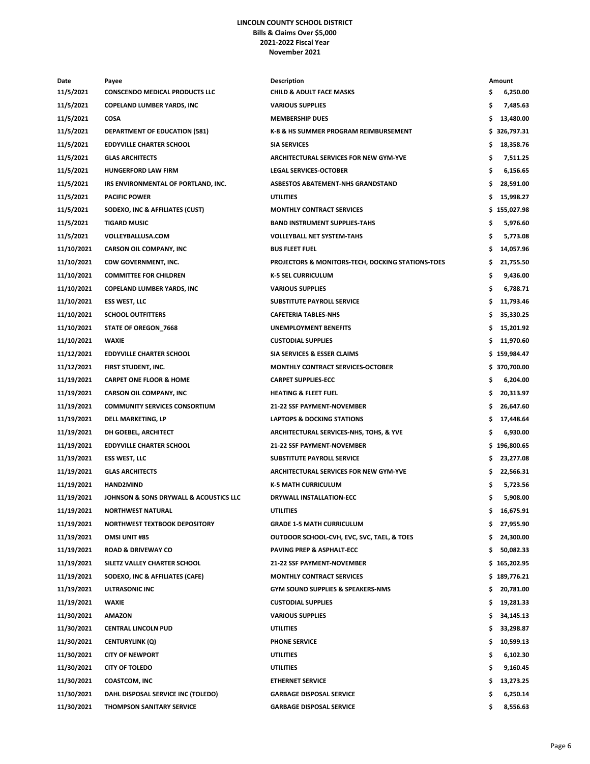**LINCOLN COUNTY SCHOOL DISTRICT**
**Bills & Claims Over $5,000**
**2021-2022 Fiscal Year**
**November 2021**

| Date | Payee | Description | Amount |
|---|---|---|---|
| 11/5/2021 | CONSCENDO MEDICAL PRODUCTS LLC | CHILD & ADULT FACE MASKS | $ 6,250.00 |
| 11/5/2021 | COPELAND LUMBER YARDS, INC | VARIOUS SUPPLIES | $ 7,485.63 |
| 11/5/2021 | COSA | MEMBERSHIP DUES | $ 13,480.00 |
| 11/5/2021 | DEPARTMENT OF EDUCATION (581) | K-8 & HS SUMMER PROGRAM REIMBURSEMENT | $ 326,797.31 |
| 11/5/2021 | EDDYVILLE CHARTER SCHOOL | SIA SERVICES | $ 18,358.76 |
| 11/5/2021 | GLAS ARCHITECTS | ARCHITECTURAL SERVICES FOR NEW GYM-YVE | $ 7,511.25 |
| 11/5/2021 | HUNGERFORD LAW FIRM | LEGAL SERVICES-OCTOBER | $ 6,156.65 |
| 11/5/2021 | IRS ENVIRONMENTAL OF PORTLAND, INC. | ASBESTOS ABATEMENT-NHS GRANDSTAND | $ 28,591.00 |
| 11/5/2021 | PACIFIC POWER | UTILITIES | $ 15,998.27 |
| 11/5/2021 | SODEXO, INC & AFFILIATES (CUST) | MONTHLY CONTRACT SERVICES | $ 155,027.98 |
| 11/5/2021 | TIGARD MUSIC | BAND INSTRUMENT SUPPLIES-TAHS | $ 5,976.60 |
| 11/5/2021 | VOLLEYBALLUSA.COM | VOLLEYBALL NET SYSTEM-TAHS | $ 5,773.08 |
| 11/10/2021 | CARSON OIL COMPANY, INC | BUS FLEET FUEL | $ 14,057.96 |
| 11/10/2021 | CDW GOVERNMENT, INC. | PROJECTORS & MONITORS-TECH, DOCKING STATIONS-TOES | $ 21,755.50 |
| 11/10/2021 | COMMITTEE FOR CHILDREN | K-5 SEL CURRICULUM | $ 9,436.00 |
| 11/10/2021 | COPELAND LUMBER YARDS, INC | VARIOUS SUPPLIES | $ 6,788.71 |
| 11/10/2021 | ESS WEST, LLC | SUBSTITUTE PAYROLL SERVICE | $ 11,793.46 |
| 11/10/2021 | SCHOOL OUTFITTERS | CAFETERIA TABLES-NHS | $ 35,330.25 |
| 11/10/2021 | STATE OF OREGON_7668 | UNEMPLOYMENT BENEFITS | $ 15,201.92 |
| 11/10/2021 | WAXIE | CUSTODIAL SUPPLIES | $ 11,970.60 |
| 11/12/2021 | EDDYVILLE CHARTER SCHOOL | SIA SERVICES & ESSER CLAIMS | $ 159,984.47 |
| 11/12/2021 | FIRST STUDENT, INC. | MONTHLY CONTRACT SERVICES-OCTOBER | $ 370,700.00 |
| 11/19/2021 | CARPET ONE FLOOR & HOME | CARPET SUPPLIES-ECC | $ 6,204.00 |
| 11/19/2021 | CARSON OIL COMPANY, INC | HEATING & FLEET FUEL | $ 20,313.97 |
| 11/19/2021 | COMMUNITY SERVICES CONSORTIUM | 21-22 SSF PAYMENT-NOVEMBER | $ 26,647.60 |
| 11/19/2021 | DELL MARKETING, LP | LAPTOPS & DOCKING STATIONS | $ 17,448.64 |
| 11/19/2021 | DH GOEBEL, ARCHITECT | ARCHITECTURAL SERVICES-NHS, TOHS, & YVE | $ 6,930.00 |
| 11/19/2021 | EDDYVILLE CHARTER SCHOOL | 21-22 SSF PAYMENT-NOVEMBER | $ 196,800.65 |
| 11/19/2021 | ESS WEST, LLC | SUBSTITUTE PAYROLL SERVICE | $ 23,277.08 |
| 11/19/2021 | GLAS ARCHITECTS | ARCHITECTURAL SERVICES FOR NEW GYM-YVE | $ 22,566.31 |
| 11/19/2021 | HAND2MIND | K-5 MATH CURRICULUM | $ 5,723.56 |
| 11/19/2021 | JOHNSON & SONS DRYWALL & ACOUSTICS LLC | DRYWALL INSTALLATION-ECC | $ 5,908.00 |
| 11/19/2021 | NORTHWEST NATURAL | UTILITIES | $ 16,675.91 |
| 11/19/2021 | NORTHWEST TEXTBOOK DEPOSITORY | GRADE 1-5 MATH CURRICULUM | $ 27,955.90 |
| 11/19/2021 | OMSI UNIT #85 | OUTDOOR SCHOOL-CVH, EVC, SVC, TAEL, & TOES | $ 24,300.00 |
| 11/19/2021 | ROAD & DRIVEWAY CO | PAVING PREP & ASPHALT-ECC | $ 50,082.33 |
| 11/19/2021 | SILETZ VALLEY CHARTER SCHOOL | 21-22 SSF PAYMENT-NOVEMBER | $ 165,202.95 |
| 11/19/2021 | SODEXO, INC & AFFILIATES (CAFE) | MONTHLY CONTRACT SERVICES | $ 189,776.21 |
| 11/19/2021 | ULTRASONIC INC | GYM SOUND SUPPLIES & SPEAKERS-NMS | $ 20,781.00 |
| 11/19/2021 | WAXIE | CUSTODIAL SUPPLIES | $ 19,281.33 |
| 11/30/2021 | AMAZON | VARIOUS SUPPLIES | $ 34,145.13 |
| 11/30/2021 | CENTRAL LINCOLN PUD | UTILITIES | $ 33,298.87 |
| 11/30/2021 | CENTURYLINK (Q) | PHONE SERVICE | $ 10,599.13 |
| 11/30/2021 | CITY OF NEWPORT | UTILITIES | $ 6,102.30 |
| 11/30/2021 | CITY OF TOLEDO | UTILITIES | $ 9,160.45 |
| 11/30/2021 | COASTCOM, INC | ETHERNET SERVICE | $ 13,273.25 |
| 11/30/2021 | DAHL DISPOSAL SERVICE INC (TOLEDO) | GARBAGE DISPOSAL SERVICE | $ 6,250.14 |
| 11/30/2021 | THOMPSON SANITARY SERVICE | GARBAGE DISPOSAL SERVICE | $ 8,556.63 |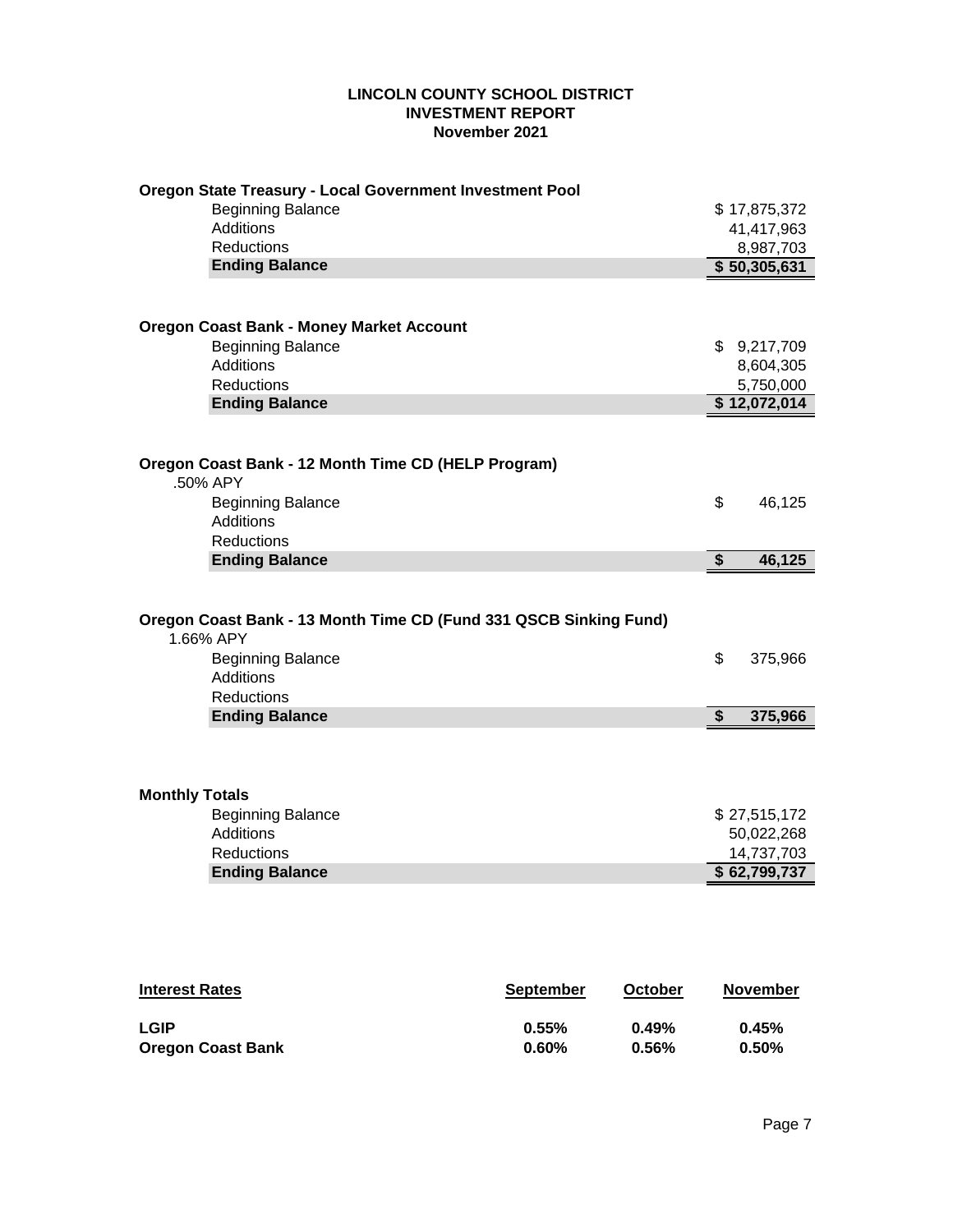**LINCOLN COUNTY SCHOOL DISTRICT**
**INVESTMENT REPORT**
**November 2021**

**Oregon State Treasury - Local Government Investment Pool**

| | |
|---|---|
| Beginning Balance | $ 17,875,372 |
| Additions | 41,417,963 |
| Reductions | 8,987,703 |
| **Ending Balance** | **$ 50,305,631** |

**Oregon Coast Bank - Money Market Account**

| | |
|---|---|
| Beginning Balance | $ 9,217,709 |
| Additions | 8,604,305 |
| Reductions | 5,750,000 |
| **Ending Balance** | **$ 12,072,014** |

**Oregon Coast Bank - 12 Month Time CD (HELP Program)**

.50% APY

| | |
|---|---|
| Beginning Balance | $ 46,125 |
| Additions | |
| Reductions | |
| **Ending Balance** | **$ 46,125** |

**Oregon Coast Bank - 13 Month Time CD (Fund 331 QSCB Sinking Fund)**

1.66% APY

| | |
|---|---|
| Beginning Balance | $ 375,966 |
| Additions | |
| Reductions | |
| **Ending Balance** | **$ 375,966** |

**Monthly Totals**

| | |
|---|---|
| Beginning Balance | $ 27,515,172 |
| Additions | 50,022,268 |
| Reductions | 14,737,703 |
| **Ending Balance** | **$ 62,799,737** |

| **Interest Rates** | **September** | **October** | **November** |
|---|---|---|---|
| **LGIP** | **0.55%** | **0.49%** | **0.45%** |
| **Oregon Coast Bank** | **0.60%** | **0.56%** | **0.50%** |